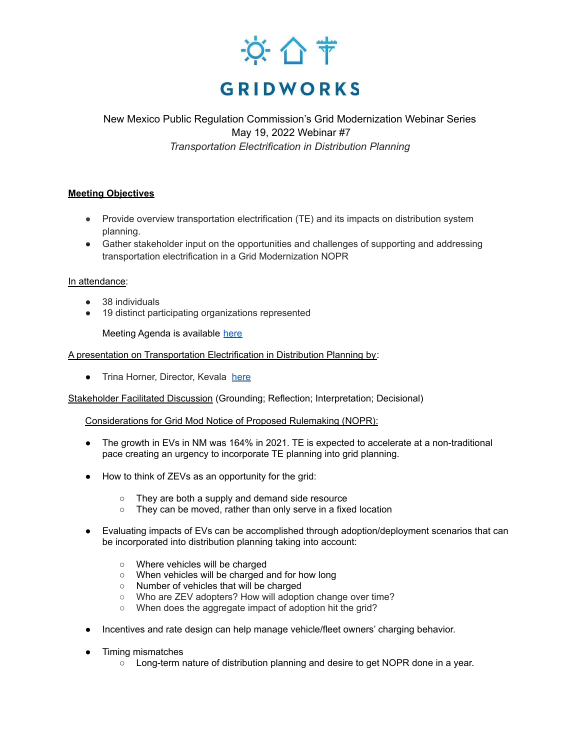# GRIDWORKS

New Mexico Public Regulation Commission's Grid Modernization Webinar Series
May 19, 2022 Webinar #7
*Transportation Electrification in Distribution Planning*

**Meeting Objectives**

- Provide overview transportation electrification (TE) and its impacts on distribution system planning.
- Gather stakeholder input on the opportunities and challenges of supporting and addressing transportation electrification in a Grid Modernization NOPR

In attendance:

- 38 individuals
- 19 distinct participating organizations represented

Meeting Agenda is available [here]

A presentation on Transportation Electrification in Distribution Planning by:

- Trina Horner, Director, Kevala [here]

Stakeholder Facilitated Discussion (Grounding; Reflection; Interpretation; Decisional)

Considerations for Grid Mod Notice of Proposed Rulemaking (NOPR):

- The growth in EVs in NM was 164% in 2021. TE is expected to accelerate at a non-traditional pace creating an urgency to incorporate TE planning into grid planning.
- How to think of ZEVs as an opportunity for the grid:
  - They are both a supply and demand side resource
  - They can be moved, rather than only serve in a fixed location
- Evaluating impacts of EVs can be accomplished through adoption/deployment scenarios that can be incorporated into distribution planning taking into account:
  - Where vehicles will be charged
  - When vehicles will be charged and for how long
  - Number of vehicles that will be charged
  - Who are ZEV adopters? How will adoption change over time?
  - When does the aggregate impact of adoption hit the grid?
- Incentives and rate design can help manage vehicle/fleet owners' charging behavior.
- Timing mismatches
  - Long-term nature of distribution planning and desire to get NOPR done in a year.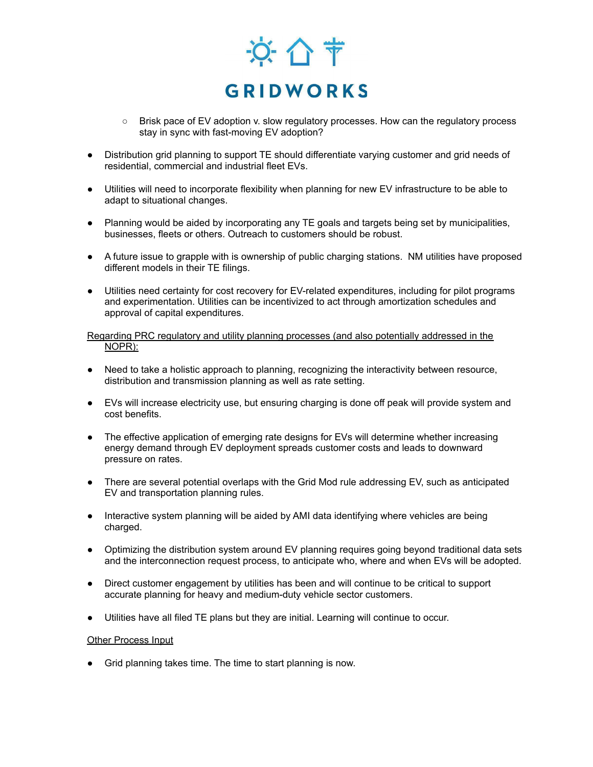- Brisk pace of EV adoption v. slow regulatory processes. How can the regulatory process stay in sync with fast-moving EV adoption?

- Distribution grid planning to support TE should differentiate varying customer and grid needs of residential, commercial and industrial fleet EVs.

- Utilities will need to incorporate flexibility when planning for new EV infrastructure to be able to adapt to situational changes.

- Planning would be aided by incorporating any TE goals and targets being set by municipalities, businesses, fleets or others. Outreach to customers should be robust.

- A future issue to grapple with is ownership of public charging stations. NM utilities have proposed different models in their TE filings.

- Utilities need certainty for cost recovery for EV-related expenditures, including for pilot programs and experimentation. Utilities can be incentivized to act through amortization schedules and approval of capital expenditures.

Regarding PRC regulatory and utility planning processes (and also potentially addressed in the NOPR):

- Need to take a holistic approach to planning, recognizing the interactivity between resource, distribution and transmission planning as well as rate setting.

- EVs will increase electricity use, but ensuring charging is done off peak will provide system and cost benefits.

- The effective application of emerging rate designs for EVs will determine whether increasing energy demand through EV deployment spreads customer costs and leads to downward pressure on rates.

- There are several potential overlaps with the Grid Mod rule addressing EV, such as anticipated EV and transportation planning rules.

- Interactive system planning will be aided by AMI data identifying where vehicles are being charged.

- Optimizing the distribution system around EV planning requires going beyond traditional data sets and the interconnection request process, to anticipate who, where and when EVs will be adopted.

- Direct customer engagement by utilities has been and will continue to be critical to support accurate planning for heavy and medium-duty vehicle sector customers.

- Utilities have all filed TE plans but they are initial. Learning will continue to occur.

Other Process Input

- Grid planning takes time. The time to start planning is now.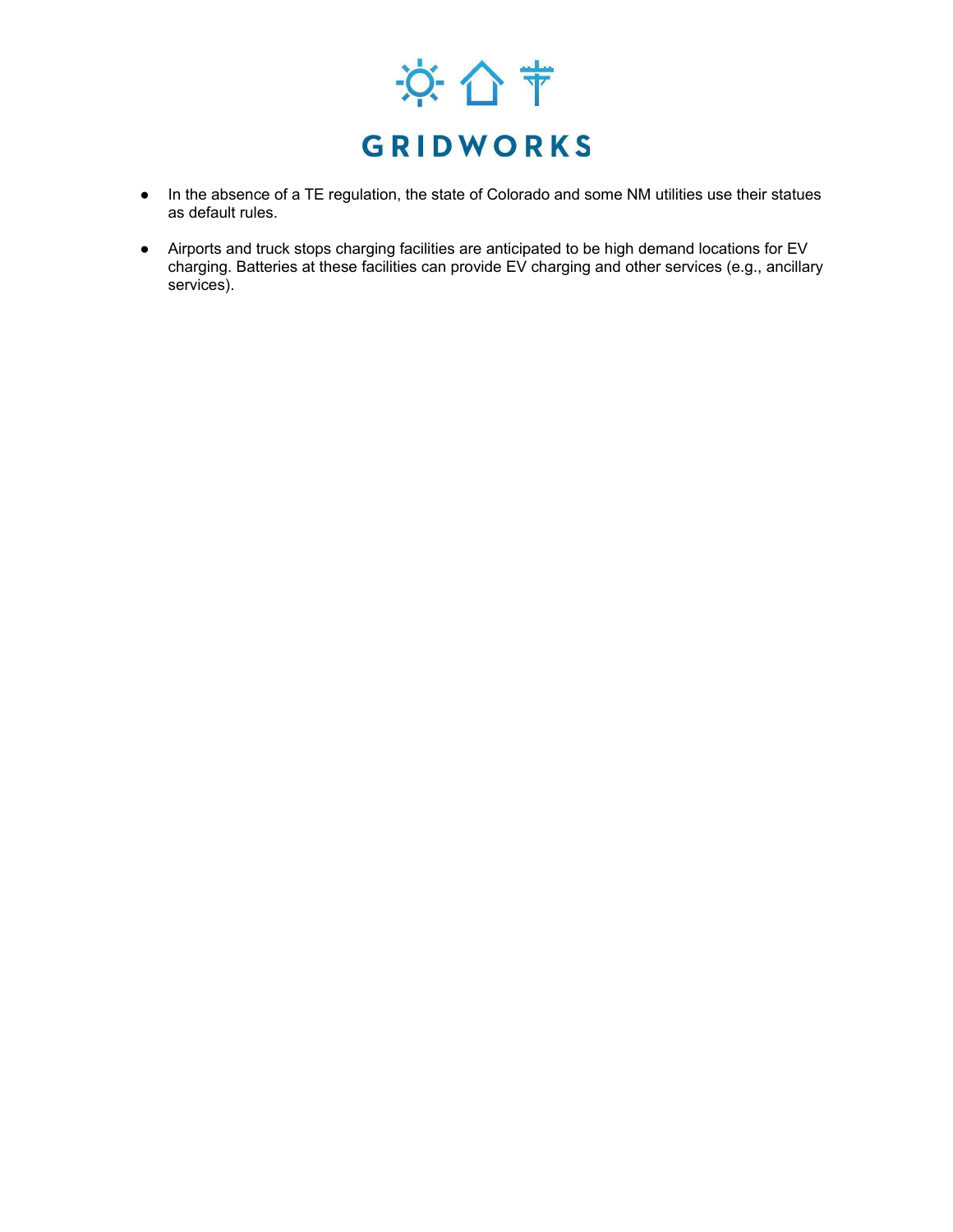- In the absence of a TE regulation, the state of Colorado and some NM utilities use their statues as default rules.

- Airports and truck stops charging facilities are anticipated to be high demand locations for EV charging. Batteries at these facilities can provide EV charging and other services (e.g., ancillary services).